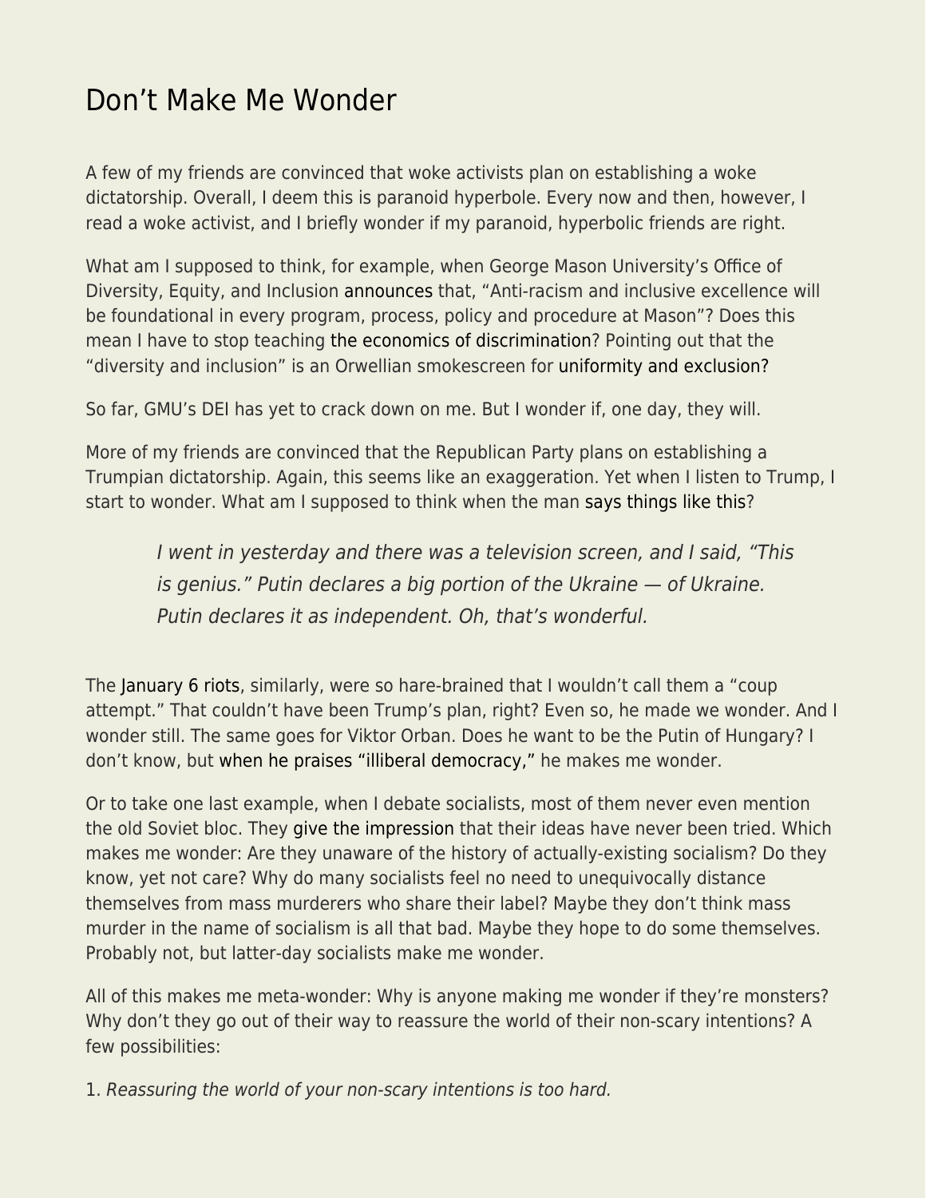# Don't Make Me Wonder

A few of my friends are convinced that woke activists plan on establishing a woke dictatorship. Overall, I deem this is paranoid hyperbole. Every now and then, however, I read a woke activist, and I briefly wonder if my paranoid, hyperbolic friends are right.

What am I supposed to think, for example, when George Mason University's Office of Diversity, Equity, and Inclusion announces that, "Anti-racism and inclusive excellence will be foundational in every program, process, policy and procedure at Mason"? Does this mean I have to stop teaching the economics of discrimination? Pointing out that the "diversity and inclusion" is an Orwellian smokescreen for uniformity and exclusion?

So far, GMU's DEI has yet to crack down on me. But I wonder if, one day, they will.

More of my friends are convinced that the Republican Party plans on establishing a Trumpian dictatorship. Again, this seems like an exaggeration. Yet when I listen to Trump, I start to wonder. What am I supposed to think when the man says things like this?

> *I went in yesterday and there was a television screen, and I said, "This is genius." Putin declares a big portion of the Ukraine — of Ukraine. Putin declares it as independent. Oh, that's wonderful.*

The January 6 riots, similarly, were so hare-brained that I wouldn't call them a "coup attempt." That couldn't have been Trump's plan, right? Even so, he made we wonder. And I wonder still. The same goes for Viktor Orban. Does he want to be the Putin of Hungary? I don't know, but when he praises "illiberal democracy," he makes me wonder.

Or to take one last example, when I debate socialists, most of them never even mention the old Soviet bloc. They give the impression that their ideas have never been tried. Which makes me wonder: Are they unaware of the history of actually-existing socialism? Do they know, yet not care? Why do many socialists feel no need to unequivocally distance themselves from mass murderers who share their label? Maybe they don't think mass murder in the name of socialism is all that bad. Maybe they hope to do some themselves. Probably not, but latter-day socialists make me wonder.

All of this makes me meta-wonder: Why is anyone making me wonder if they're monsters? Why don't they go out of their way to reassure the world of their non-scary intentions? A few possibilities:

1. *Reassuring the world of your non-scary intentions is too hard.*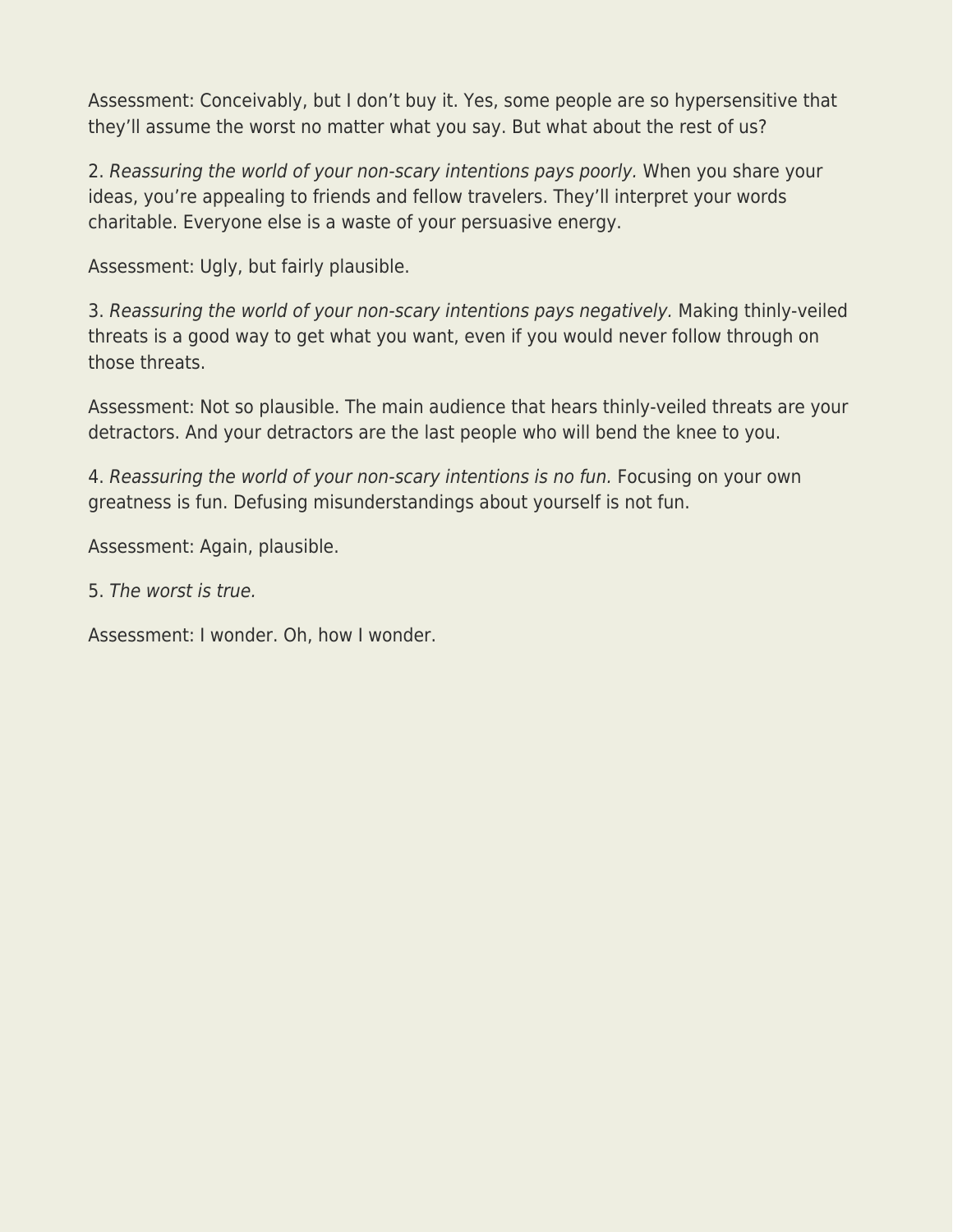Assessment: Conceivably, but I don't buy it. Yes, some people are so hypersensitive that they'll assume the worst no matter what you say. But what about the rest of us?

2. *Reassuring the world of your non-scary intentions pays poorly.* When you share your ideas, you're appealing to friends and fellow travelers. They'll interpret your words charitable. Everyone else is a waste of your persuasive energy.

Assessment: Ugly, but fairly plausible.

3. *Reassuring the world of your non-scary intentions pays negatively.* Making thinly-veiled threats is a good way to get what you want, even if you would never follow through on those threats.

Assessment: Not so plausible. The main audience that hears thinly-veiled threats are your detractors. And your detractors are the last people who will bend the knee to you.

4. *Reassuring the world of your non-scary intentions is no fun.* Focusing on your own greatness is fun. Defusing misunderstandings about yourself is not fun.

Assessment: Again, plausible.

5. *The worst is true.*

Assessment: I wonder. Oh, how I wonder.